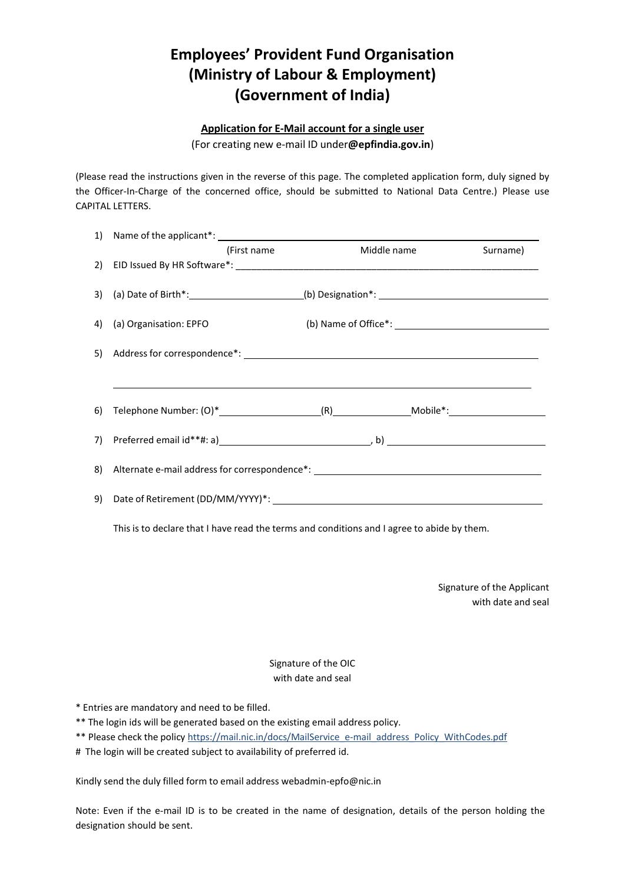# Employees' Provident Fund Organisation
# (Ministry of Labour & Employment)
# (Government of India)

**Application for E-Mail account for a single user**

(For creating new e-mail ID under**@epfindia.gov.in**)

(Please read the instructions given in the reverse of this page. The completed application form, duly signed by the Officer-In-Charge of the concerned office, should be submitted to National Data Centre.) Please use CAPITAL LETTERS.

1) Name of the applicant*: ______________________________________________
   (First name Middle name Surname)
2) EID Issued By HR Software*: ______________________________________________
3) (a) Date of Birth*: ____________________ (b) Designation*: ____________________
4) (a) Organisation: EPFO (b) Name of Office*: ____________________
5) Address for correspondence*: ______________________________________________

   ______________________________________________
6) Telephone Number: (O)* ____________________ (R) ____________________ Mobile*: ____________________
7) Preferred email id**#: a) ____________________, b) ____________________
8) Alternate e-mail address for correspondence*: ____________________
9) Date of Retirement (DD/MM/YYYY)*: ____________________

This is to declare that I have read the terms and conditions and I agree to abide by them.

Signature of the Applicant
with date and seal

Signature of the OIC
with date and seal

* Entries are mandatory and need to be filled.
** The login ids will be generated based on the existing email address policy.
** Please check the policy https://mail.nic.in/docs/MailService_e-mail_address_Policy_WithCodes.pdf
# The login will be created subject to availability of preferred id.

Kindly send the duly filled form to email address webadmin-epfo@nic.in

Note: Even if the e-mail ID is to be created in the name of designation, details of the person holding the designation should be sent.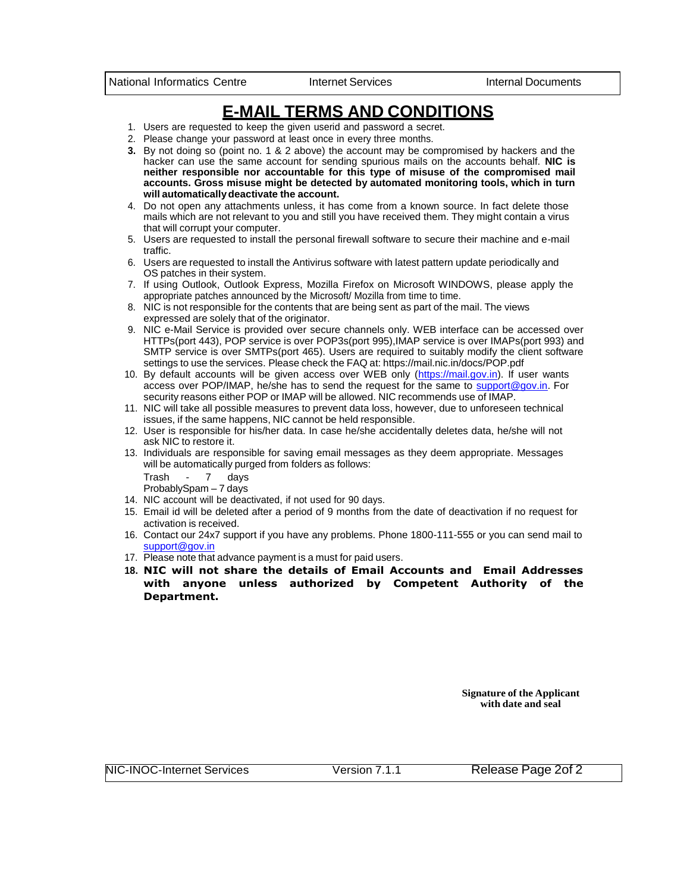// E-MAIL TERMS AND CONDITIONS

# E-MAIL TERMS AND CONDITIONS

1. Users are requested to keep the given userid and password a secret.
2. Please change your password at least once in every three months.
3. By not doing so (point no. 1 & 2 above) the account may be compromised by hackers and the hacker can use the same account for sending spurious mails on the accounts behalf. **NIC is neither responsible nor accountable for this type of misuse of the compromised mail accounts. Gross misuse might be detected by automated monitoring tools, which in turn will automatically deactivate the account.**
4. Do not open any attachments unless, it has come from a known source. In fact delete those mails which are not relevant to you and still you have received them. They might contain a virus that will corrupt your computer.
5. Users are requested to install the personal firewall software to secure their machine and e-mail traffic.
6. Users are requested to install the Antivirus software with latest pattern update periodically and OS patches in their system.
7. If using Outlook, Outlook Express, Mozilla Firefox on Microsoft WINDOWS, please apply the appropriate patches announced by the Microsoft/ Mozilla from time to time.
8. NIC is not responsible for the contents that are being sent as part of the mail. The views expressed are solely that of the originator.
9. NIC e-Mail Service is provided over secure channels only. WEB interface can be accessed over HTTPs(port 443), POP service is over POP3s(port 995),IMAP service is over IMAPs(port 993) and SMTP service is over SMTPs(port 465). Users are required to suitably modify the client software settings to use the services. Please check the FAQ at: https://mail.nic.in/docs/POP.pdf
10. By default accounts will be given access over WEB only (https://mail.gov.in). If user wants access over POP/IMAP, he/she has to send the request for the same to support@gov.in. For security reasons either POP or IMAP will be allowed. NIC recommends use of IMAP.
11. NIC will take all possible measures to prevent data loss, however, due to unforeseen technical issues, if the same happens, NIC cannot be held responsible.
12. User is responsible for his/her data. In case he/she accidentally deletes data, he/she will not ask NIC to restore it.
13. Individuals are responsible for saving email messages as they deem appropriate. Messages will be automatically purged from folders as follows:
    Trash - 7 days
    ProbablySpam – 7 days
14. NIC account will be deactivated, if not used for 90 days.
15. Email id will be deleted after a period of 9 months from the date of deactivation if no request for activation is received.
16. Contact our 24x7 support if you have any problems. Phone 1800-111-555 or you can send mail to support@gov.in
17. Please note that advance payment is a must for paid users.
18. **NIC will not share the details of Email Accounts and Email Addresses with anyone unless authorized by Competent Authority of the Department.**

**Signature of the Applicant with date and seal**